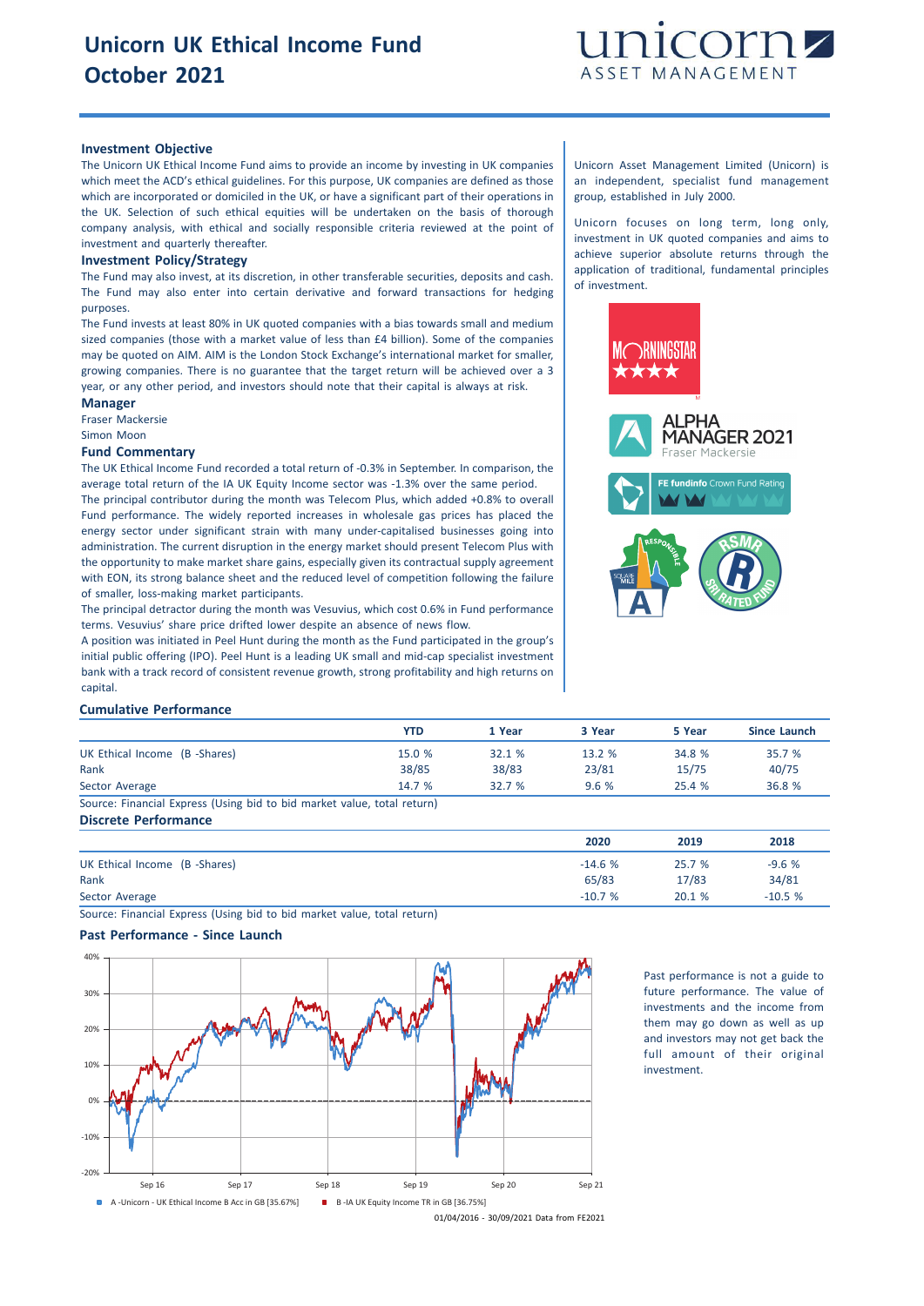# Unicorn UK Ethical Income Fund
# October 2021

unicorn ASSET MANAGEMENT

### Investment Objective

The Unicorn UK Ethical Income Fund aims to provide an income by investing in UK companies which meet the ACD's ethical guidelines. For this purpose, UK companies are defined as those which are incorporated or domiciled in the UK, or have a significant part of their operations in the UK. Selection of such ethical equities will be undertaken on the basis of thorough company analysis, with ethical and socially responsible criteria reviewed at the point of investment and quarterly thereafter.

### Investment Policy/Strategy

The Fund may also invest, at its discretion, in other transferable securities, deposits and cash. The Fund may also enter into certain derivative and forward transactions for hedging purposes.

The Fund invests at least 80% in UK quoted companies with a bias towards small and medium sized companies (those with a market value of less than £4 billion). Some of the companies may be quoted on AIM. AIM is the London Stock Exchange's international market for smaller, growing companies. There is no guarantee that the target return will be achieved over a 3 year, or any other period, and investors should note that their capital is always at risk.

### Manager

Fraser Mackersie

Simon Moon

### Fund Commentary

The UK Ethical Income Fund recorded a total return of -0.3% in September. In comparison, the average total return of the IA UK Equity Income sector was -1.3% over the same period.

The principal contributor during the month was Telecom Plus, which added +0.8% to overall Fund performance. The widely reported increases in wholesale gas prices has placed the energy sector under significant strain with many under-capitalised businesses going into administration. The current disruption in the energy market should present Telecom Plus with the opportunity to make market share gains, especially given its contractual supply agreement with EON, its strong balance sheet and the reduced level of competition following the failure of smaller, loss-making market participants.

The principal detractor during the month was Vesuvius, which cost 0.6% in Fund performance terms. Vesuvius' share price drifted lower despite an absence of news flow.

A position was initiated in Peel Hunt during the month as the Fund participated in the group's initial public offering (IPO). Peel Hunt is a leading UK small and mid-cap specialist investment bank with a track record of consistent revenue growth, strong profitability and high returns on capital.

Unicorn Asset Management Limited (Unicorn) is an independent, specialist fund management group, established in July 2000.

Unicorn focuses on long term, long only, investment in UK quoted companies and aims to achieve superior absolute returns through the application of traditional, fundamental principles of investment.

MORNINGSTAR ★★★★

ALPHA MANAGER 2021 Fraser Mackersie

FE fundinfo Crown Fund Rating

SQUARE MILE RESPONSIBLE A

RSMR SRI RATED FUND

### Cumulative Performance

| | YTD | 1 Year | 3 Year | 5 Year | Since Launch |
|---|---|---|---|---|---|
| UK Ethical Income (B -Shares) | 15.0 % | 32.1 % | 13.2 % | 34.8 % | 35.7 % |
| Rank | 38/85 | 38/83 | 23/81 | 15/75 | 40/75 |
| Sector Average | 14.7 % | 32.7 % | 9.6 % | 25.4 % | 36.8 % |

Source: Financial Express (Using bid to bid market value, total return)

### Discrete Performance

| | 2020 | 2019 | 2018 |
|---|---|---|---|
| UK Ethical Income (B -Shares) | -14.6 % | 25.7 % | -9.6 % |
| Rank | 65/83 | 17/83 | 34/81 |
| Sector Average | -10.7 % | 20.1 % | -10.5 % |

Source: Financial Express (Using bid to bid market value, total return)

### Past Performance - Since Launch

■ A -Unicorn - UK Ethical Income B Acc in GB [35.67%] ■ B -IA UK Equity Income TR in GB [36.75%]

01/04/2016 - 30/09/2021 Data from FE2021

Past performance is not a guide to future performance. The value of investments and the income from them may go down as well as up and investors may not get back the full amount of their original investment.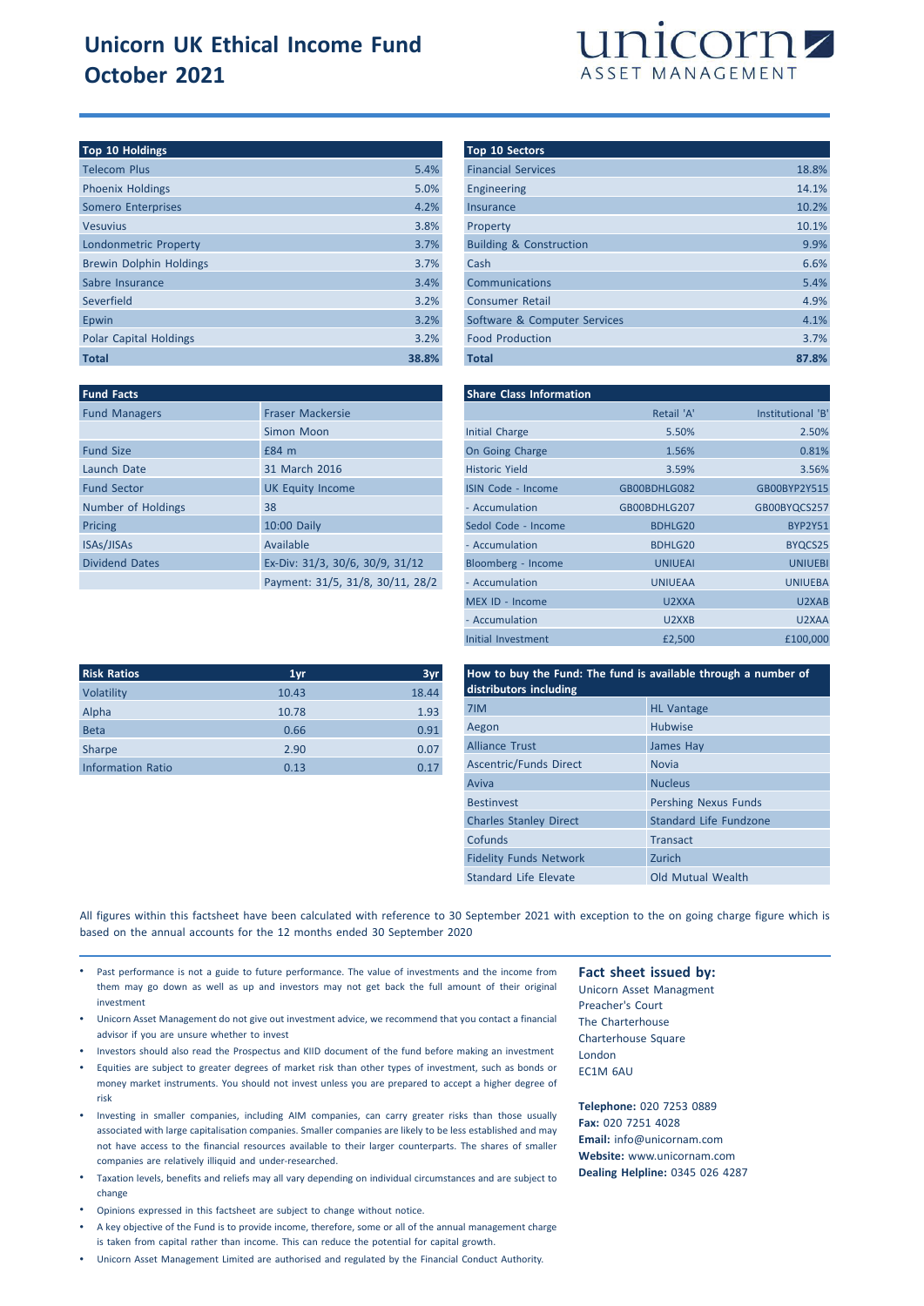# Unicorn UK Ethical Income Fund
# October 2021

unicorn ASSET MANAGEMENT

| Top 10 Holdings | |
|---|---|
| Telecom Plus | 5.4% |
| Phoenix Holdings | 5.0% |
| Somero Enterprises | 4.2% |
| Vesuvius | 3.8% |
| Londonmetric Property | 3.7% |
| Brewin Dolphin Holdings | 3.7% |
| Sabre Insurance | 3.4% |
| Severfield | 3.2% |
| Epwin | 3.2% |
| Polar Capital Holdings | 3.2% |
| **Total** | **38.8%** |

| Top 10 Sectors | |
|---|---|
| Financial Services | 18.8% |
| Engineering | 14.1% |
| Insurance | 10.2% |
| Property | 10.1% |
| Building & Construction | 9.9% |
| Cash | 6.6% |
| Communications | 5.4% |
| Consumer Retail | 4.9% |
| Software & Computer Services | 4.1% |
| Food Production | 3.7% |
| **Total** | **87.8%** |

| Fund Facts | |
|---|---|
| Fund Managers | Fraser Mackersie |
| | Simon Moon |
| Fund Size | £84 m |
| Launch Date | 31 March 2016 |
| Fund Sector | UK Equity Income |
| Number of Holdings | 38 |
| Pricing | 10:00 Daily |
| ISAs/JISAs | Available |
| Dividend Dates | Ex-Div: 31/3, 30/6, 30/9, 31/12 |
| | Payment: 31/5, 31/8, 30/11, 28/2 |

| Share Class Information | Retail 'A' | Institutional 'B' |
|---|---|---|
| Initial Charge | 5.50% | 2.50% |
| On Going Charge | 1.56% | 0.81% |
| Historic Yield | 3.59% | 3.56% |
| ISIN Code - Income | GB00BDHLG082 | GB00BYP2Y515 |
| - Accumulation | GB00BDHLG207 | GB00BYQCS257 |
| Sedol Code - Income | BDHLG20 | BYP2Y51 |
| - Accumulation | BDHLG20 | BYQCS25 |
| Bloomberg - Income | UNIUEAI | UNIUEBI |
| - Accumulation | UNIUEAA | UNIUEBA |
| MEX ID - Income | U2XXA | U2XAB |
| - Accumulation | U2XXB | U2XAA |
| Initial Investment | £2,500 | £100,000 |

| Risk Ratios | 1yr | 3yr |
|---|---|---|
| Volatility | 10.43 | 18.44 |
| Alpha | 10.78 | 1.93 |
| Beta | 0.66 | 0.91 |
| Sharpe | 2.90 | 0.07 |
| Information Ratio | 0.13 | 0.17 |

| How to buy the Fund: The fund is available through a number of distributors including | |
|---|---|
| 7IM | HL Vantage |
| Aegon | Hubwise |
| Alliance Trust | James Hay |
| Ascentric/Funds Direct | Novia |
| Aviva | Nucleus |
| Bestinvest | Pershing Nexus Funds |
| Charles Stanley Direct | Standard Life Fundzone |
| Cofunds | Transact |
| Fidelity Funds Network | Zurich |
| Standard Life Elevate | Old Mutual Wealth |

All figures within this factsheet have been calculated with reference to 30 September 2021 with exception to the on going charge figure which is based on the annual accounts for the 12 months ended 30 September 2020

- Past performance is not a guide to future performance. The value of investments and the income from them may go down as well as up and investors may not get back the full amount of their original investment
- Unicorn Asset Management do not give out investment advice, we recommend that you contact a financial advisor if you are unsure whether to invest
- Investors should also read the Prospectus and KIID document of the fund before making an investment
- Equities are subject to greater degrees of market risk than other types of investment, such as bonds or money market instruments. You should not invest unless you are prepared to accept a higher degree of risk
- Investing in smaller companies, including AIM companies, can carry greater risks than those usually associated with large capitalisation companies. Smaller companies are likely to be less established and may not have access to the financial resources available to their larger counterparts. The shares of smaller companies are relatively illiquid and under-researched.
- Taxation levels, benefits and reliefs may all vary depending on individual circumstances and are subject to change
- Opinions expressed in this factsheet are subject to change without notice.
- A key objective of the Fund is to provide income, therefore, some or all of the annual management charge is taken from capital rather than income. This can reduce the potential for capital growth.
- Unicorn Asset Management Limited are authorised and regulated by the Financial Conduct Authority.

**Fact sheet issued by:**

Unicorn Asset Managment
Preacher's Court
The Charterhouse
Charterhouse Square
London
EC1M 6AU

**Telephone:** 020 7253 0889
**Fax:** 020 7251 4028
**Email:** info@unicornam.com
**Website:** www.unicornam.com
**Dealing Helpline:** 0345 026 4287